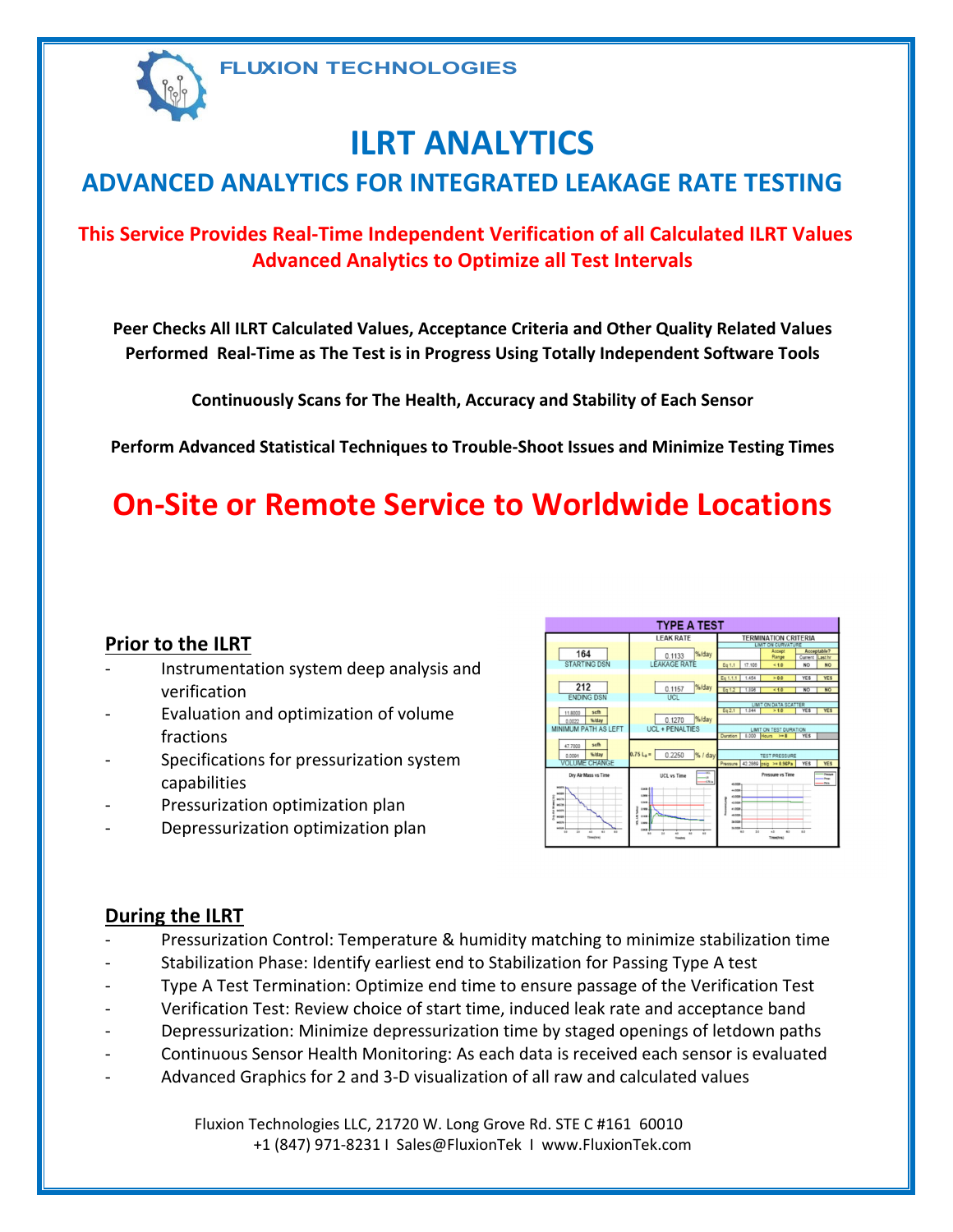FLUXION TECHNOLOGIES

# ILRT ANALYTICS

## ADVANCED ANALYTICS FOR INTEGRATED LEAKAGE RATE TESTING

**This Service Provides Real-Time Independent Verification of all Calculated ILRT Values**
**Advanced Analytics to Optimize all Test Intervals**

**Peer Checks All ILRT Calculated Values, Acceptance Criteria and Other Quality Related Values Performed Real-Time as The Test is in Progress Using Totally Independent Software Tools**

**Continuously Scans for The Health, Accuracy and Stability of Each Sensor**

**Perform Advanced Statistical Techniques to Trouble-Shoot Issues and Minimize Testing Times**

# On-Site or Remote Service to Worldwide Locations

### Prior to the ILRT

- Instrumentation system deep analysis and verification
- Evaluation and optimization of volume fractions
- Specifications for pressurization system capabilities
- Pressurization optimization plan
- Depressurization optimization plan

### During the ILRT

- Pressurization Control: Temperature & humidity matching to minimize stabilization time
- Stabilization Phase: Identify earliest end to Stabilization for Passing Type A test
- Type A Test Termination: Optimize end time to ensure passage of the Verification Test
- Verification Test: Review choice of start time, induced leak rate and acceptance band
- Depressurization: Minimize depressurization time by staged openings of letdown paths
- Continuous Sensor Health Monitoring: As each data is received each sensor is evaluated
- Advanced Graphics for 2 and 3-D visualization of all raw and calculated values

Fluxion Technologies LLC, 21720 W. Long Grove Rd. STE C #161 60010
+1 (847) 971-8231 I Sales@FluxionTek I www.FluxionTek.com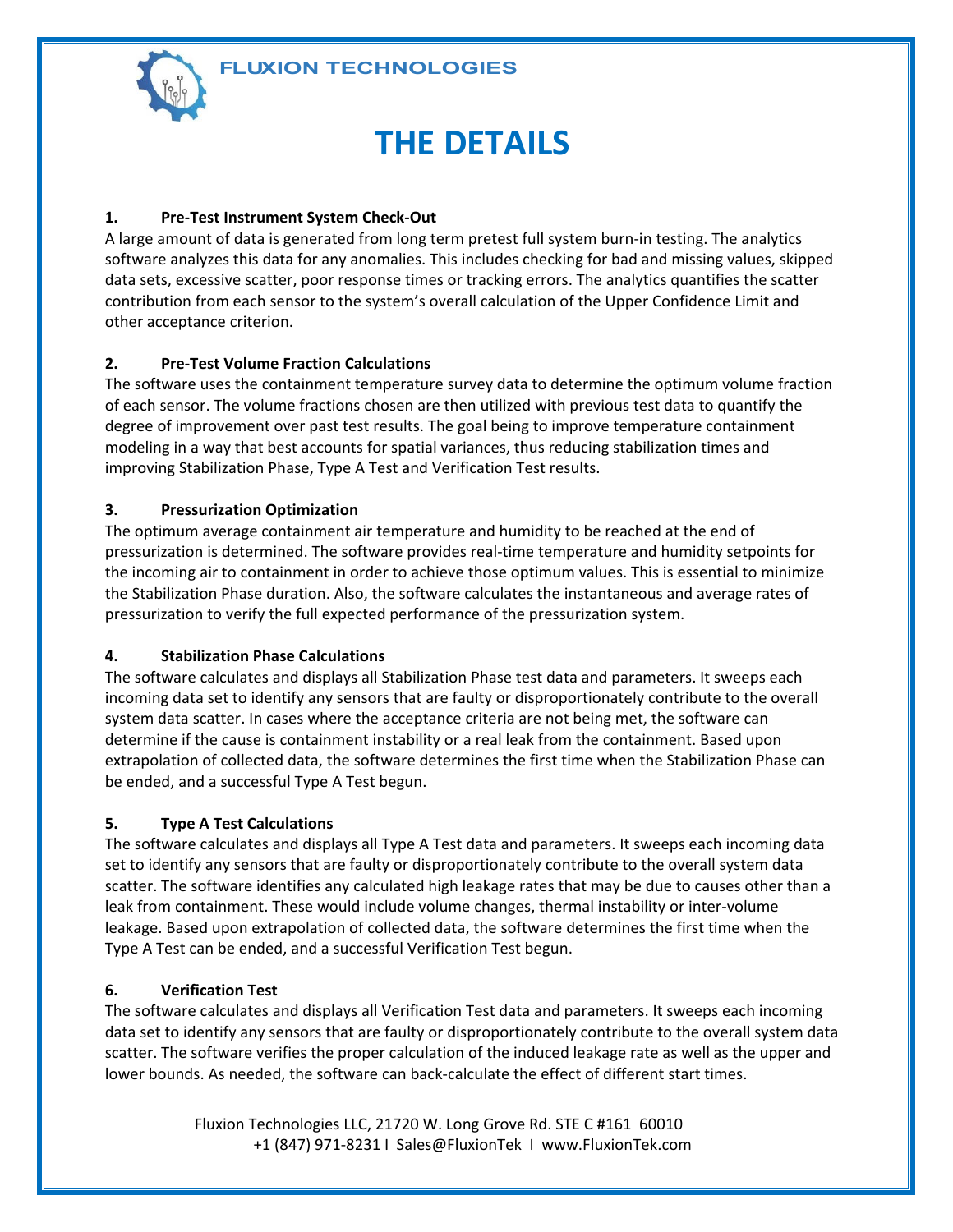FLUXION TECHNOLOGIES

# THE DETAILS

**1. Pre-Test Instrument System Check-Out**

A large amount of data is generated from long term pretest full system burn-in testing. The analytics software analyzes this data for any anomalies. This includes checking for bad and missing values, skipped data sets, excessive scatter, poor response times or tracking errors. The analytics quantifies the scatter contribution from each sensor to the system's overall calculation of the Upper Confidence Limit and other acceptance criterion.

**2. Pre-Test Volume Fraction Calculations**

The software uses the containment temperature survey data to determine the optimum volume fraction of each sensor. The volume fractions chosen are then utilized with previous test data to quantify the degree of improvement over past test results. The goal being to improve temperature containment modeling in a way that best accounts for spatial variances, thus reducing stabilization times and improving Stabilization Phase, Type A Test and Verification Test results.

**3. Pressurization Optimization**

The optimum average containment air temperature and humidity to be reached at the end of pressurization is determined. The software provides real-time temperature and humidity setpoints for the incoming air to containment in order to achieve those optimum values. This is essential to minimize the Stabilization Phase duration. Also, the software calculates the instantaneous and average rates of pressurization to verify the full expected performance of the pressurization system.

**4. Stabilization Phase Calculations**

The software calculates and displays all Stabilization Phase test data and parameters. It sweeps each incoming data set to identify any sensors that are faulty or disproportionately contribute to the overall system data scatter. In cases where the acceptance criteria are not being met, the software can determine if the cause is containment instability or a real leak from the containment. Based upon extrapolation of collected data, the software determines the first time when the Stabilization Phase can be ended, and a successful Type A Test begun.

**5. Type A Test Calculations**

The software calculates and displays all Type A Test data and parameters. It sweeps each incoming data set to identify any sensors that are faulty or disproportionately contribute to the overall system data scatter. The software identifies any calculated high leakage rates that may be due to causes other than a leak from containment. These would include volume changes, thermal instability or inter-volume leakage. Based upon extrapolation of collected data, the software determines the first time when the Type A Test can be ended, and a successful Verification Test begun.

**6. Verification Test**

The software calculates and displays all Verification Test data and parameters. It sweeps each incoming data set to identify any sensors that are faulty or disproportionately contribute to the overall system data scatter. The software verifies the proper calculation of the induced leakage rate as well as the upper and lower bounds. As needed, the software can back-calculate the effect of different start times.

Fluxion Technologies LLC, 21720 W. Long Grove Rd. STE C #161 60010
+1 (847) 971-8231 I Sales@FluxionTek I www.FluxionTek.com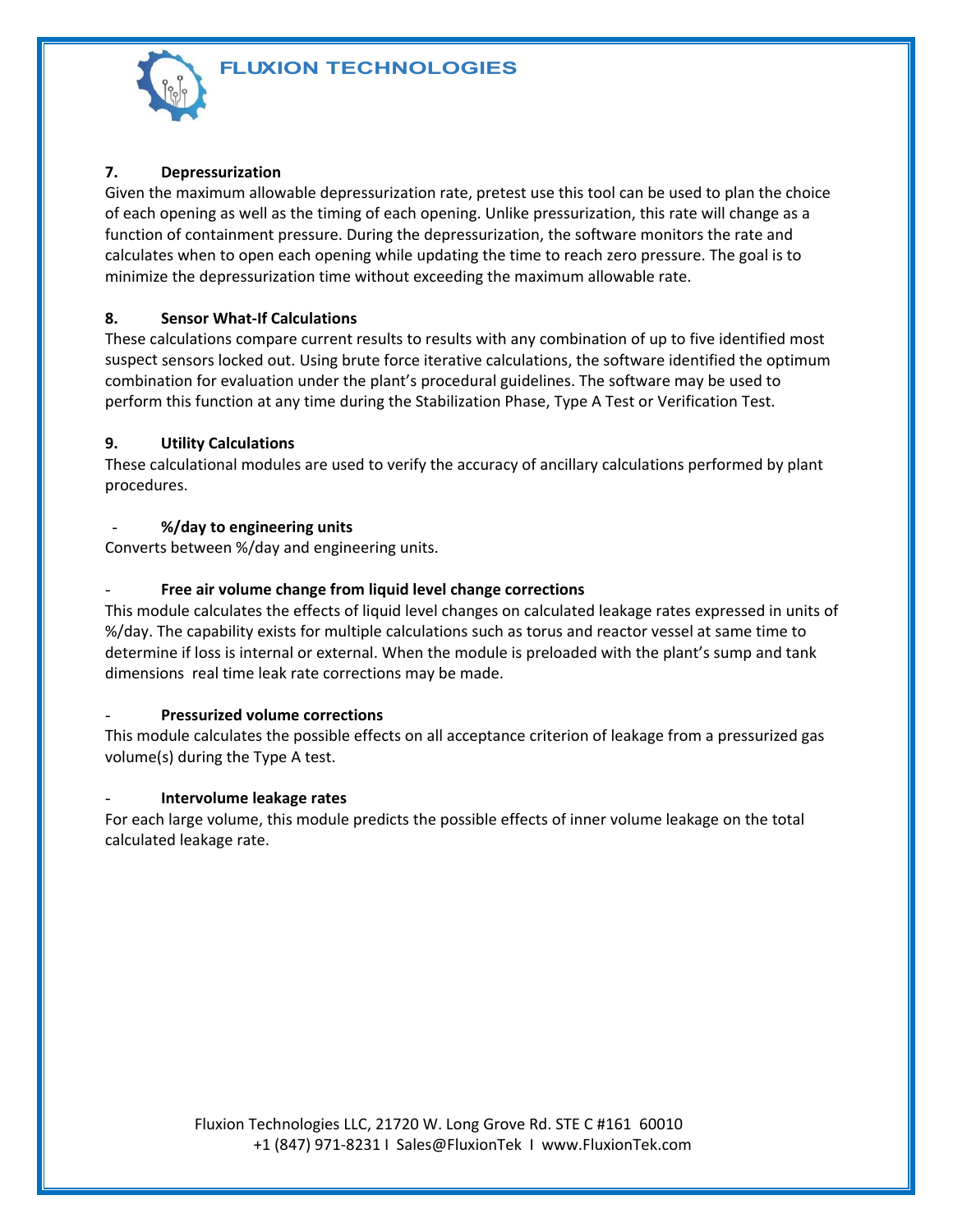**7. Depressurization**

Given the maximum allowable depressurization rate, pretest use this tool can be used to plan the choice of each opening as well as the timing of each opening. Unlike pressurization, this rate will change as a function of containment pressure. During the depressurization, the software monitors the rate and calculates when to open each opening while updating the time to reach zero pressure. The goal is to minimize the depressurization time without exceeding the maximum allowable rate.

**8. Sensor What-If Calculations**

These calculations compare current results to results with any combination of up to five identified most suspect sensors locked out. Using brute force iterative calculations, the software identified the optimum combination for evaluation under the plant's procedural guidelines. The software may be used to perform this function at any time during the Stabilization Phase, Type A Test or Verification Test.

**9. Utility Calculations**

These calculational modules are used to verify the accuracy of ancillary calculations performed by plant procedures.

- **%/day to engineering units**

Converts between %/day and engineering units.

- **Free air volume change from liquid level change corrections**

This module calculates the effects of liquid level changes on calculated leakage rates expressed in units of %/day. The capability exists for multiple calculations such as torus and reactor vessel at same time to determine if loss is internal or external. When the module is preloaded with the plant's sump and tank dimensions real time leak rate corrections may be made.

- **Pressurized volume corrections**

This module calculates the possible effects on all acceptance criterion of leakage from a pressurized gas volume(s) during the Type A test.

- **Intervolume leakage rates**

For each large volume, this module predicts the possible effects of inner volume leakage on the total calculated leakage rate.

Fluxion Technologies LLC, 21720 W. Long Grove Rd. STE C #161 60010
+1 (847) 971-8231 I Sales@FluxionTek I www.FluxionTek.com